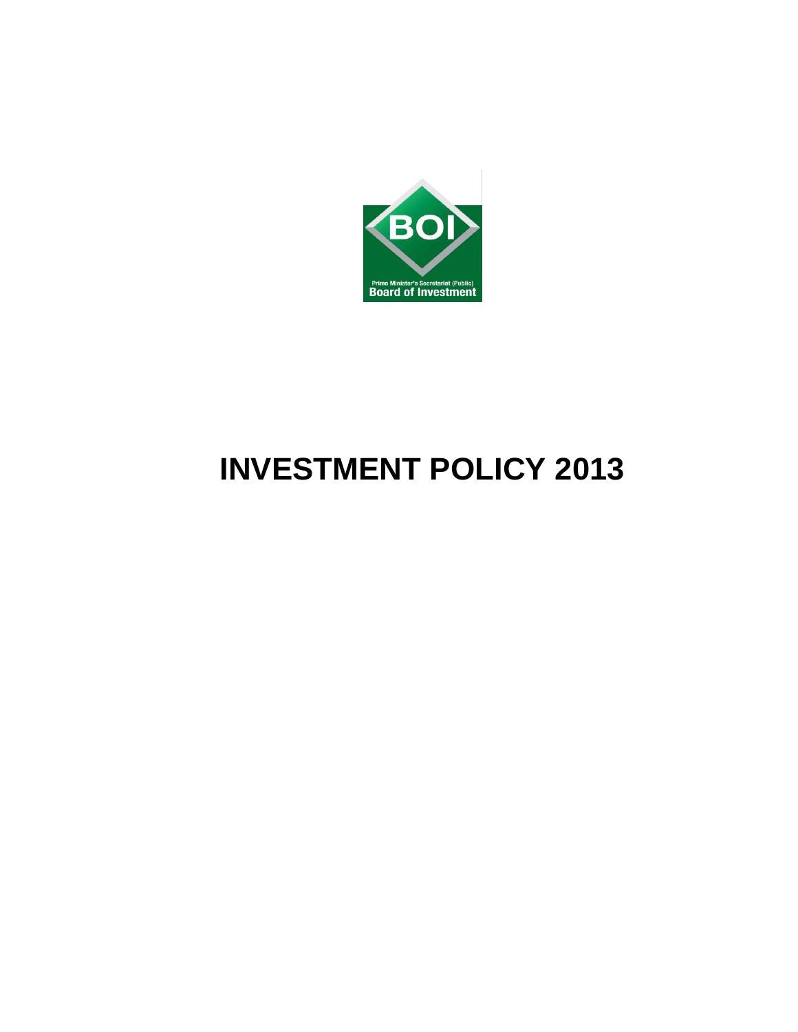Prime Minister's Secretariat (Public)
Board of Investment

# INVESTMENT POLICY 2013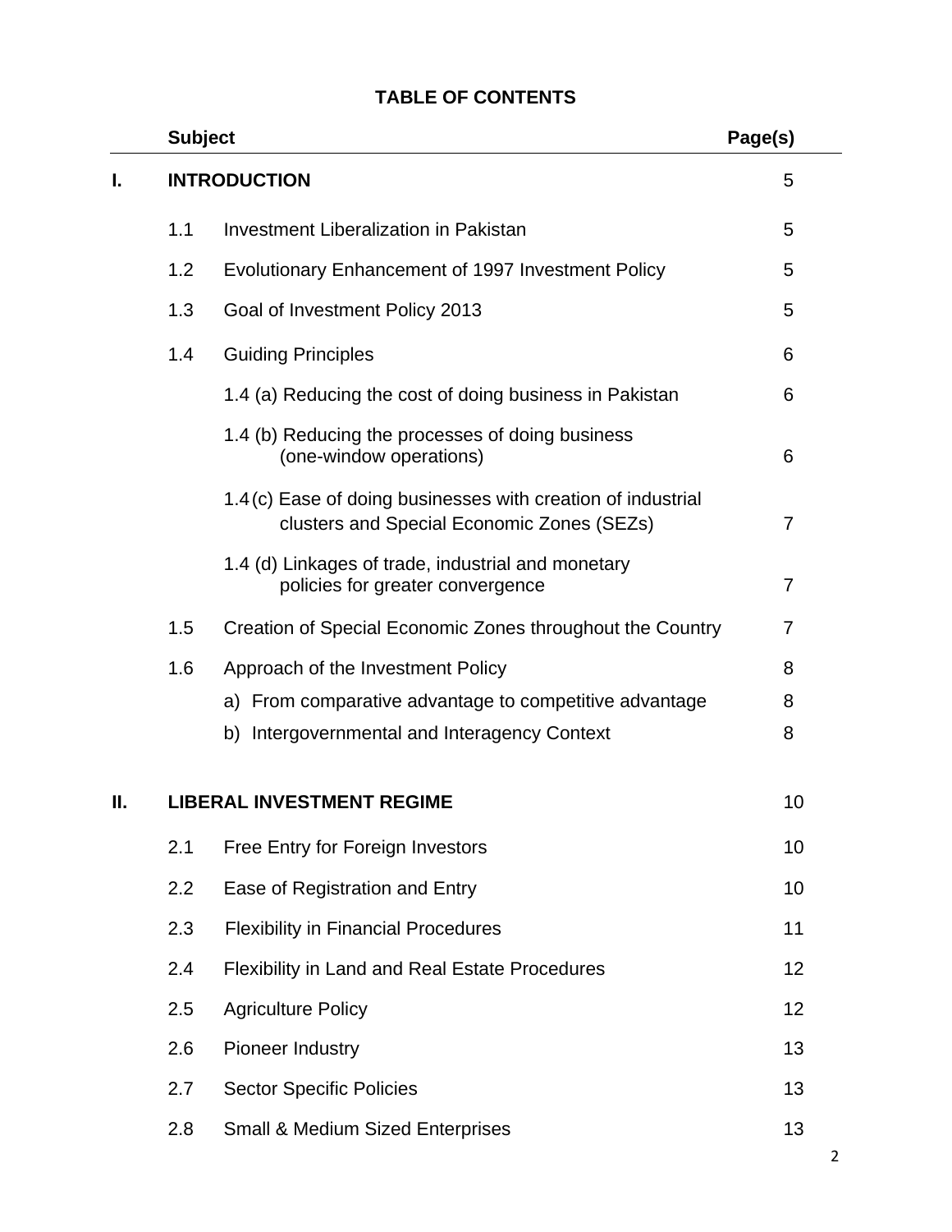# TABLE OF CONTENTS

| | Subject | | Page(s) |
|---|---|---|---|
| **I.** | **INTRODUCTION** | | 5 |
| | 1.1 | Investment Liberalization in Pakistan | 5 |
| | 1.2 | Evolutionary Enhancement of 1997 Investment Policy | 5 |
| | 1.3 | Goal of Investment Policy 2013 | 5 |
| | 1.4 | Guiding Principles | 6 |
| | | 1.4 (a) Reducing the cost of doing business in Pakistan | 6 |
| | | 1.4 (b) Reducing the processes of doing business (one-window operations) | 6 |
| | | 1.4 (c) Ease of doing businesses with creation of industrial clusters and Special Economic Zones (SEZs) | 7 |
| | | 1.4 (d) Linkages of trade, industrial and monetary policies for greater convergence | 7 |
| | 1.5 | Creation of Special Economic Zones throughout the Country | 7 |
| | 1.6 | Approach of the Investment Policy | 8 |
| | | a) From comparative advantage to competitive advantage | 8 |
| | | b) Intergovernmental and Interagency Context | 8 |
| **II.** | **LIBERAL INVESTMENT REGIME** | | 10 |
| | 2.1 | Free Entry for Foreign Investors | 10 |
| | 2.2 | Ease of Registration and Entry | 10 |
| | 2.3 | Flexibility in Financial Procedures | 11 |
| | 2.4 | Flexibility in Land and Real Estate Procedures | 12 |
| | 2.5 | Agriculture Policy | 12 |
| | 2.6 | Pioneer Industry | 13 |
| | 2.7 | Sector Specific Policies | 13 |
| | 2.8 | Small & Medium Sized Enterprises | 13 |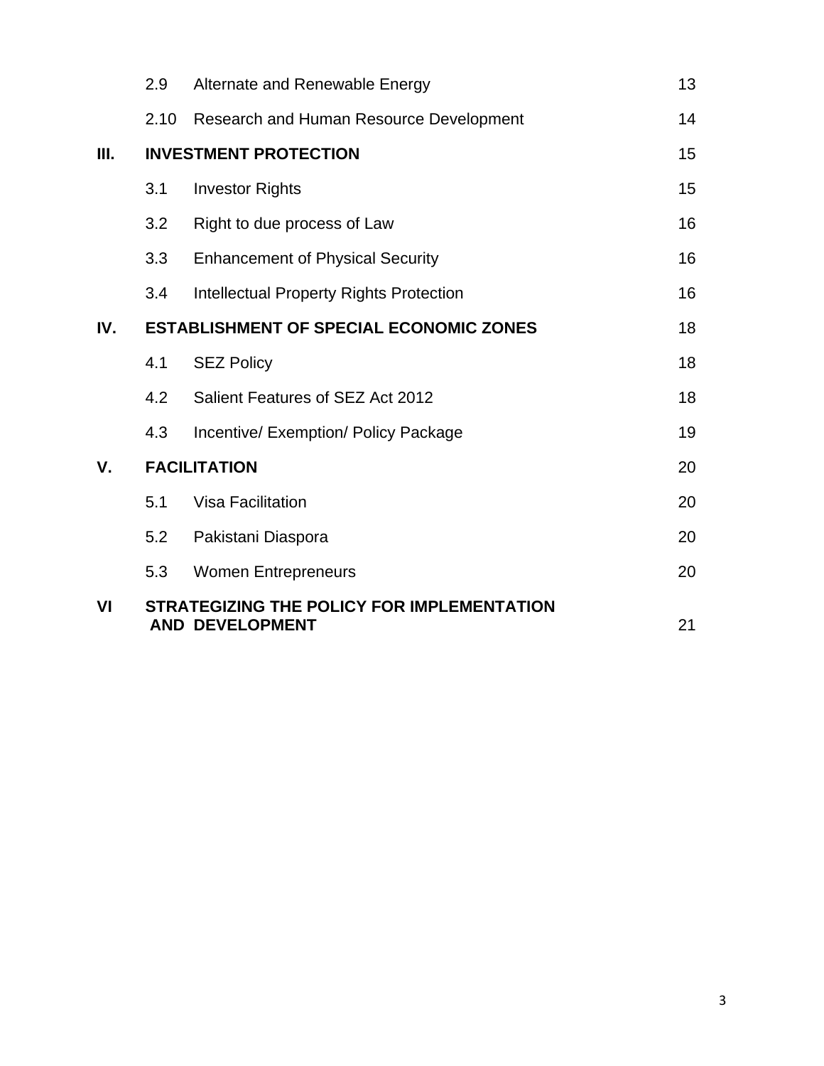| | | | |
|---|---|---|---|
| | 2.9 | Alternate and Renewable Energy | 13 |
| | 2.10 | Research and Human Resource Development | 14 |
| **III.** | **INVESTMENT PROTECTION** | | **15** |
| | 3.1 | Investor Rights | 15 |
| | 3.2 | Right to due process of Law | 16 |
| | 3.3 | Enhancement of Physical Security | 16 |
| | 3.4 | Intellectual Property Rights Protection | 16 |
| **IV.** | **ESTABLISHMENT OF SPECIAL ECONOMIC ZONES** | | **18** |
| | 4.1 | SEZ Policy | 18 |
| | 4.2 | Salient Features of SEZ Act 2012 | 18 |
| | 4.3 | Incentive/ Exemption/ Policy Package | 19 |
| **V.** | **FACILITATION** | | **20** |
| | 5.1 | Visa Facilitation | 20 |
| | 5.2 | Pakistani Diaspora | 20 |
| | 5.3 | Women Entrepreneurs | 20 |
| **VI** | **STRATEGIZING THE POLICY FOR IMPLEMENTATION AND DEVELOPMENT** | | **21** |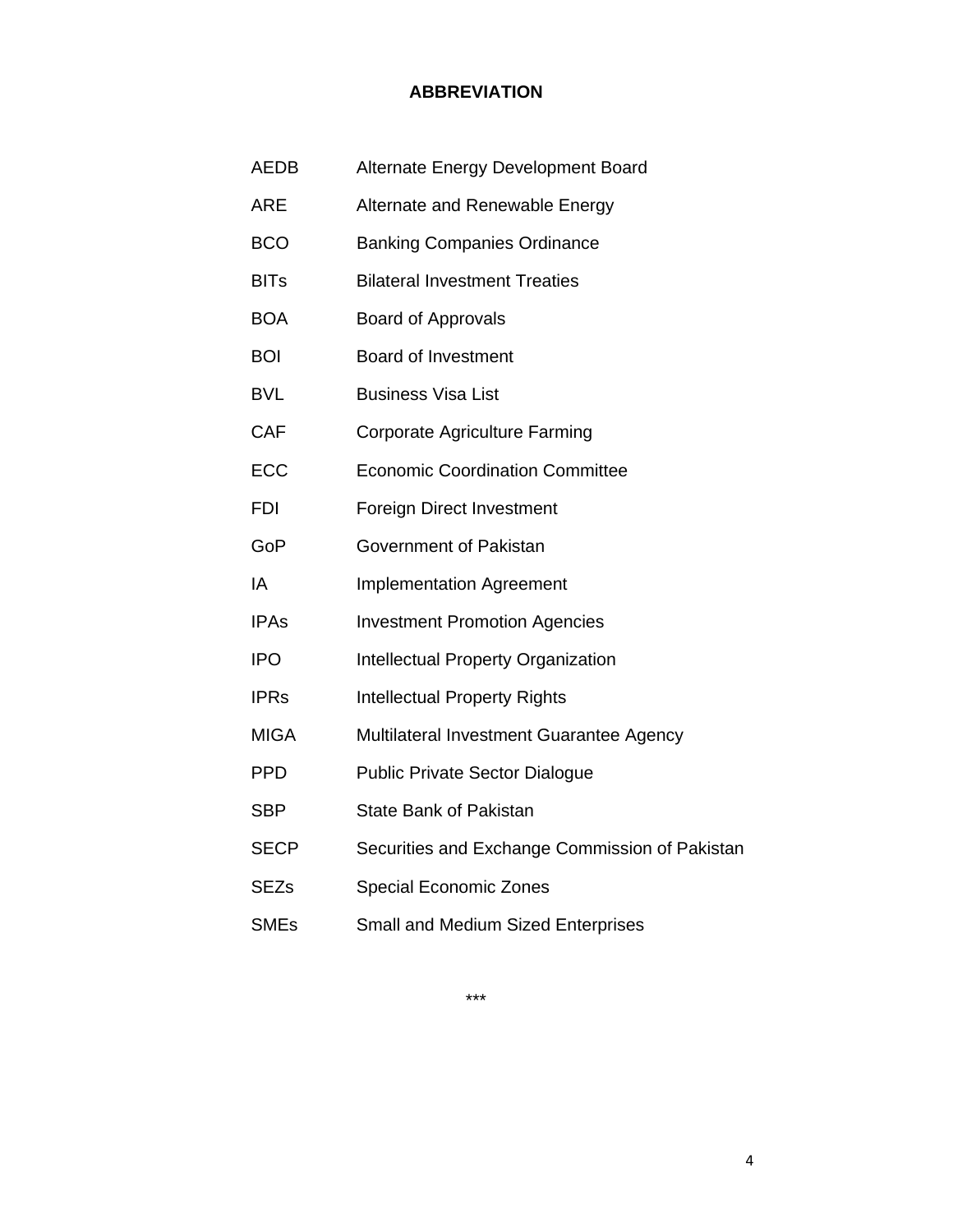# ABBREVIATION

| | |
|---|---|
| AEDB | Alternate Energy Development Board |
| ARE | Alternate and Renewable Energy |
| BCO | Banking Companies Ordinance |
| BITs | Bilateral Investment Treaties |
| BOA | Board of Approvals |
| BOI | Board of Investment |
| BVL | Business Visa List |
| CAF | Corporate Agriculture Farming |
| ECC | Economic Coordination Committee |
| FDI | Foreign Direct Investment |
| GoP | Government of Pakistan |
| IA | Implementation Agreement |
| IPAs | Investment Promotion Agencies |
| IPO | Intellectual Property Organization |
| IPRs | Intellectual Property Rights |
| MIGA | Multilateral Investment Guarantee Agency |
| PPD | Public Private Sector Dialogue |
| SBP | State Bank of Pakistan |
| SECP | Securities and Exchange Commission of Pakistan |
| SEZs | Special Economic Zones |
| SMEs | Small and Medium Sized Enterprises |

***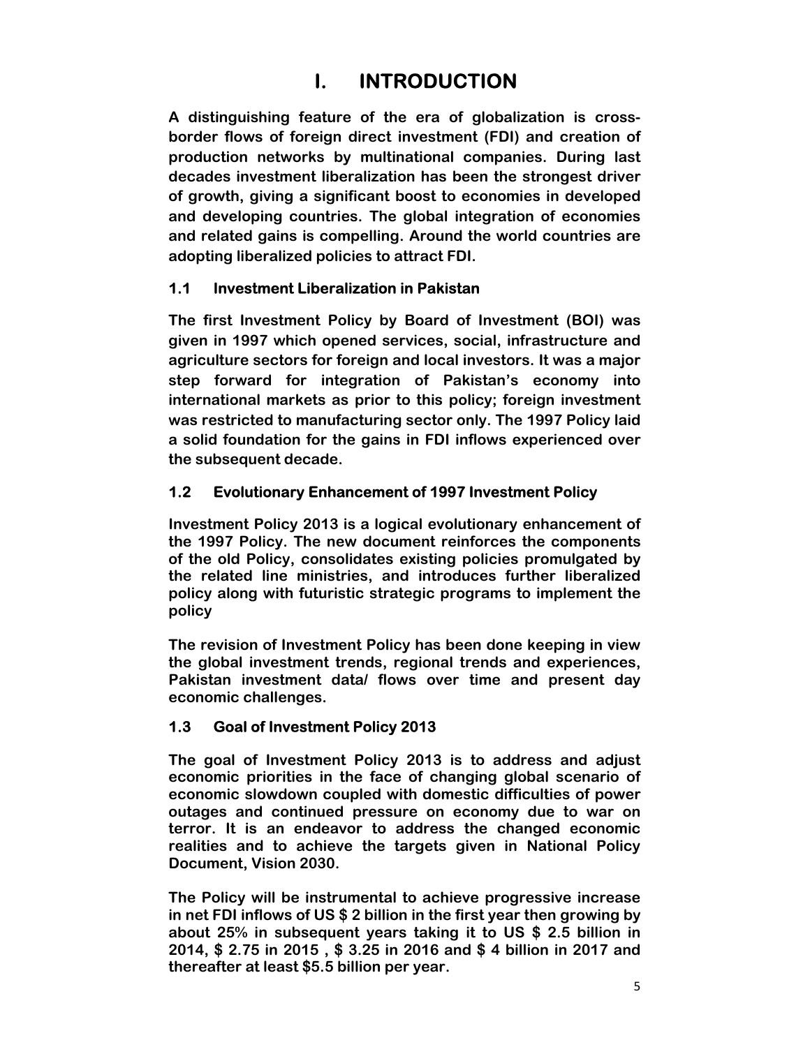# I. INTRODUCTION

A distinguishing feature of the era of globalization is cross-border flows of foreign direct investment (FDI) and creation of production networks by multinational companies. During last decades investment liberalization has been the strongest driver of growth, giving a significant boost to economies in developed and developing countries. The global integration of economies and related gains is compelling. Around the world countries are adopting liberalized policies to attract FDI.

## 1.1 Investment Liberalization in Pakistan

The first Investment Policy by Board of Investment (BOI) was given in 1997 which opened services, social, infrastructure and agriculture sectors for foreign and local investors. It was a major step forward for integration of Pakistan's economy into international markets as prior to this policy; foreign investment was restricted to manufacturing sector only. The 1997 Policy laid a solid foundation for the gains in FDI inflows experienced over the subsequent decade.

## 1.2 Evolutionary Enhancement of 1997 Investment Policy

Investment Policy 2013 is a logical evolutionary enhancement of the 1997 Policy. The new document reinforces the components of the old Policy, consolidates existing policies promulgated by the related line ministries, and introduces further liberalized policy along with futuristic strategic programs to implement the policy

The revision of Investment Policy has been done keeping in view the global investment trends, regional trends and experiences, Pakistan investment data/ flows over time and present day economic challenges.

## 1.3 Goal of Investment Policy 2013

The goal of Investment Policy 2013 is to address and adjust economic priorities in the face of changing global scenario of economic slowdown coupled with domestic difficulties of power outages and continued pressure on economy due to war on terror. It is an endeavor to address the changed economic realities and to achieve the targets given in National Policy Document, Vision 2030.

The Policy will be instrumental to achieve progressive increase in net FDI inflows of US $ 2 billion in the first year then growing by about 25% in subsequent years taking it to US $ 2.5 billion in 2014, $ 2.75 in 2015 , $ 3.25 in 2016 and $ 4 billion in 2017 and thereafter at least $5.5 billion per year.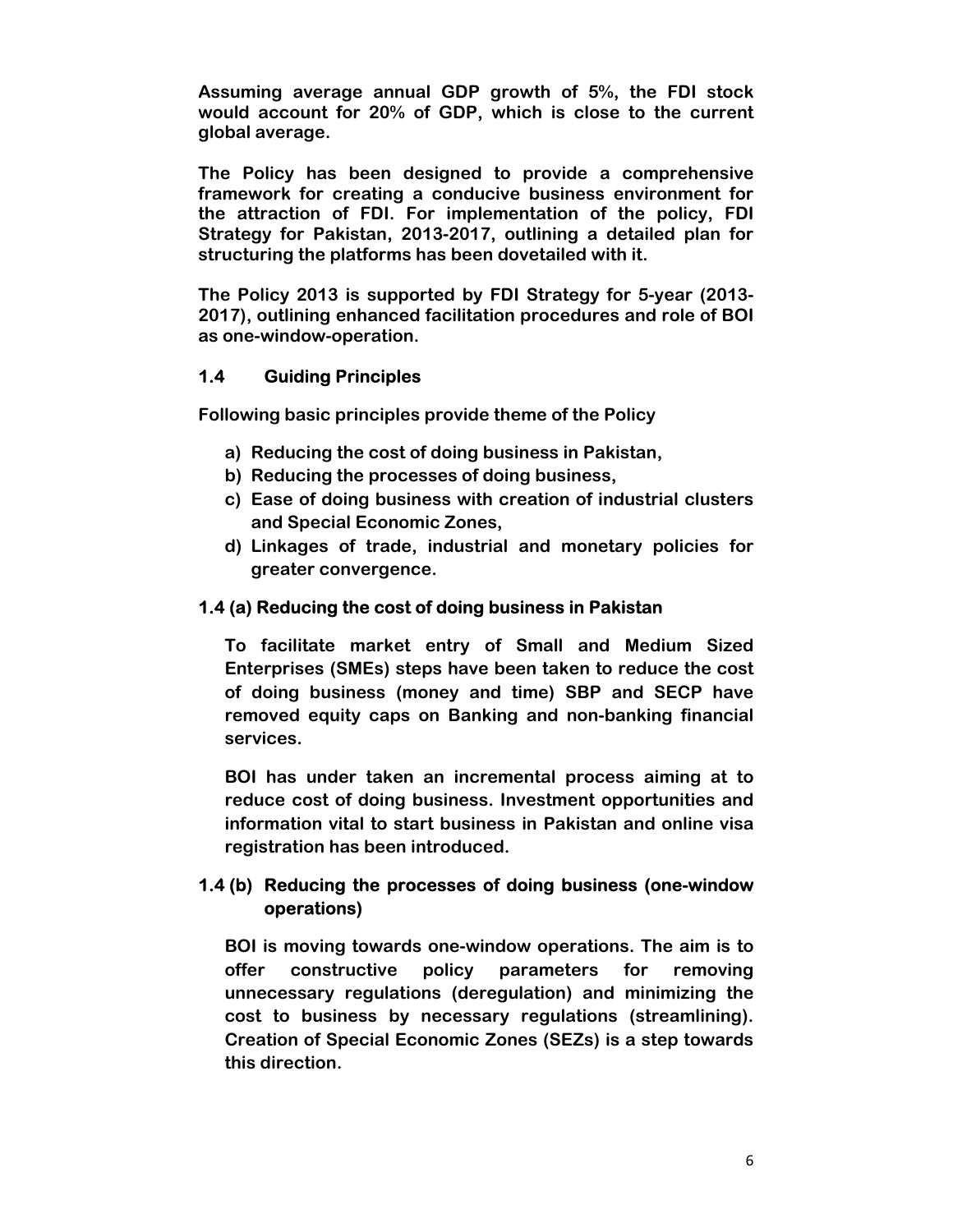**Assuming average annual GDP growth of 5%, the FDI stock would account for 20% of GDP, which is close to the current global average.**

**The Policy has been designed to provide a comprehensive framework for creating a conducive business environment for the attraction of FDI. For implementation of the policy, FDI Strategy for Pakistan, 2013-2017, outlining a detailed plan for structuring the platforms has been dovetailed with it.**

**The Policy 2013 is supported by FDI Strategy for 5-year (2013-2017), outlining enhanced facilitation procedures and role of BOI as one-window-operation.**

### 1.4 Guiding Principles

**Following basic principles provide theme of the Policy**

- **a) Reducing the cost of doing business in Pakistan,**
- **b) Reducing the processes of doing business,**
- **c) Ease of doing business with creation of industrial clusters and Special Economic Zones,**
- **d) Linkages of trade, industrial and monetary policies for greater convergence.**

### 1.4 (a) Reducing the cost of doing business in Pakistan

**To facilitate market entry of Small and Medium Sized Enterprises (SMEs) steps have been taken to reduce the cost of doing business (money and time) SBP and SECP have removed equity caps on Banking and non-banking financial services.**

**BOI has under taken an incremental process aiming at to reduce cost of doing business. Investment opportunities and information vital to start business in Pakistan and online visa registration has been introduced.**

### 1.4 (b) Reducing the processes of doing business (one-window operations)

**BOI is moving towards one-window operations. The aim is to offer constructive policy parameters for removing unnecessary regulations (deregulation) and minimizing the cost to business by necessary regulations (streamlining). Creation of Special Economic Zones (SEZs) is a step towards this direction.**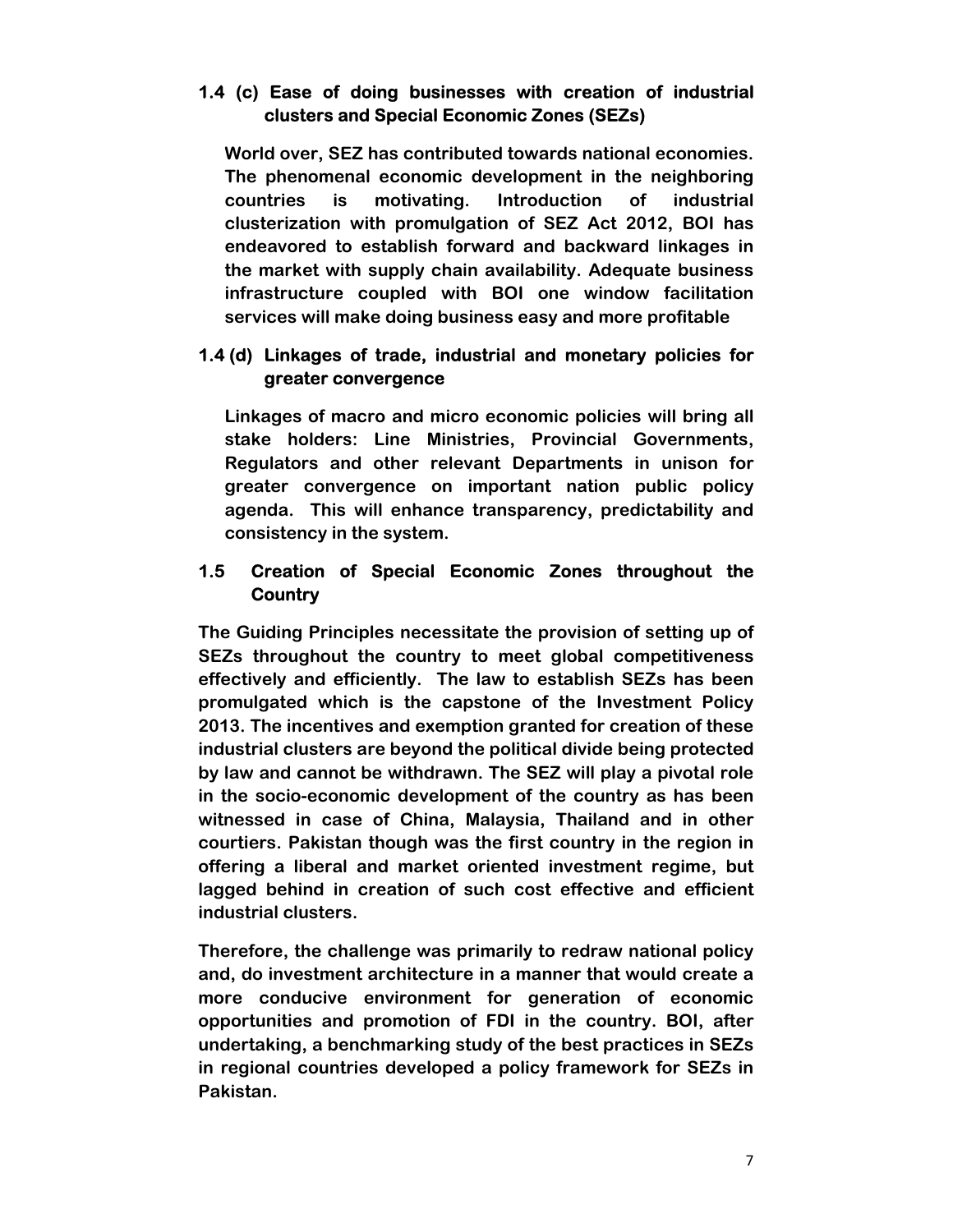### 1.4 (c) Ease of doing businesses with creation of industrial clusters and Special Economic Zones (SEZs)

**World over, SEZ has contributed towards national economies. The phenomenal economic development in the neighboring countries is motivating. Introduction of industrial clusterization with promulgation of SEZ Act 2012, BOI has endeavored to establish forward and backward linkages in the market with supply chain availability. Adequate business infrastructure coupled with BOI one window facilitation services will make doing business easy and more profitable**

### 1.4 (d) Linkages of trade, industrial and monetary policies for greater convergence

**Linkages of macro and micro economic policies will bring all stake holders: Line Ministries, Provincial Governments, Regulators and other relevant Departments in unison for greater convergence on important nation public policy agenda. This will enhance transparency, predictability and consistency in the system.**

### 1.5 Creation of Special Economic Zones throughout the Country

**The Guiding Principles necessitate the provision of setting up of SEZs throughout the country to meet global competitiveness effectively and efficiently. The law to establish SEZs has been promulgated which is the capstone of the Investment Policy 2013. The incentives and exemption granted for creation of these industrial clusters are beyond the political divide being protected by law and cannot be withdrawn. The SEZ will play a pivotal role in the socio-economic development of the country as has been witnessed in case of China, Malaysia, Thailand and in other courtiers. Pakistan though was the first country in the region in offering a liberal and market oriented investment regime, but lagged behind in creation of such cost effective and efficient industrial clusters.**

**Therefore, the challenge was primarily to redraw national policy and, do investment architecture in a manner that would create a more conducive environment for generation of economic opportunities and promotion of FDI in the country. BOI, after undertaking, a benchmarking study of the best practices in SEZs in regional countries developed a policy framework for SEZs in Pakistan.**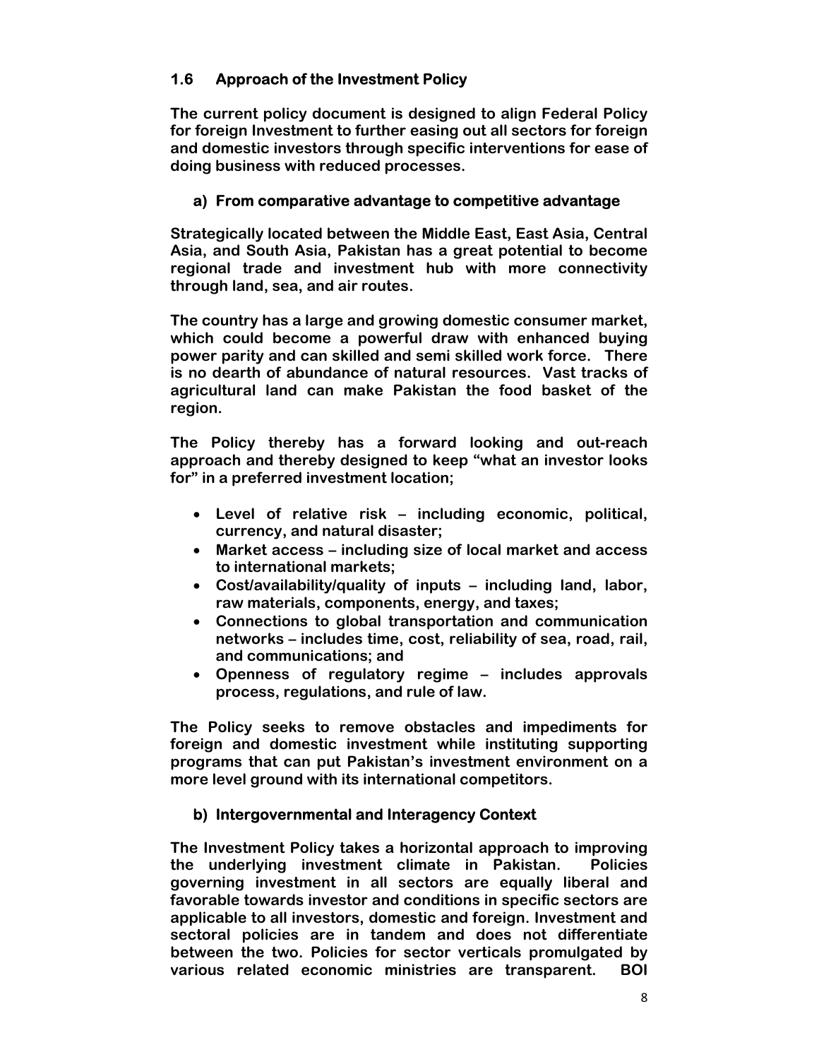### 1.6 Approach of the Investment Policy

**The current policy document is designed to align Federal Policy for foreign Investment to further easing out all sectors for foreign and domestic investors through specific interventions for ease of doing business with reduced processes.**

#### a) From comparative advantage to competitive advantage

**Strategically located between the Middle East, East Asia, Central Asia, and South Asia, Pakistan has a great potential to become regional trade and investment hub with more connectivity through land, sea, and air routes.**

**The country has a large and growing domestic consumer market, which could become a powerful draw with enhanced buying power parity and can skilled and semi skilled work force. There is no dearth of abundance of natural resources. Vast tracks of agricultural land can make Pakistan the food basket of the region.**

**The Policy thereby has a forward looking and out-reach approach and thereby designed to keep "what an investor looks for" in a preferred investment location;**

- **Level of relative risk – including economic, political, currency, and natural disaster;**
- **Market access – including size of local market and access to international markets;**
- **Cost/availability/quality of inputs – including land, labor, raw materials, components, energy, and taxes;**
- **Connections to global transportation and communication networks – includes time, cost, reliability of sea, road, rail, and communications; and**
- **Openness of regulatory regime – includes approvals process, regulations, and rule of law.**

**The Policy seeks to remove obstacles and impediments for foreign and domestic investment while instituting supporting programs that can put Pakistan's investment environment on a more level ground with its international competitors.**

#### b) Intergovernmental and Interagency Context

**The Investment Policy takes a horizontal approach to improving the underlying investment climate in Pakistan. Policies governing investment in all sectors are equally liberal and favorable towards investor and conditions in specific sectors are applicable to all investors, domestic and foreign. Investment and sectoral policies are in tandem and does not differentiate between the two. Policies for sector verticals promulgated by various related economic ministries are transparent. BOI**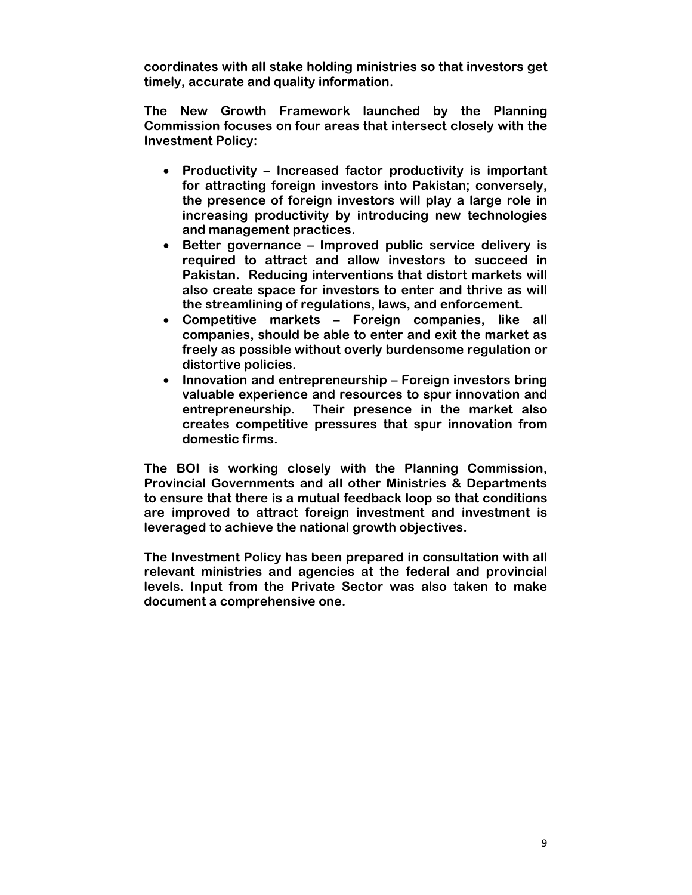**coordinates with all stake holding ministries so that investors get timely, accurate and quality information.**

**The New Growth Framework launched by the Planning Commission focuses on four areas that intersect closely with the Investment Policy:**

- **Productivity – Increased factor productivity is important for attracting foreign investors into Pakistan; conversely, the presence of foreign investors will play a large role in increasing productivity by introducing new technologies and management practices.**
- **Better governance – Improved public service delivery is required to attract and allow investors to succeed in Pakistan. Reducing interventions that distort markets will also create space for investors to enter and thrive as will the streamlining of regulations, laws, and enforcement.**
- **Competitive markets – Foreign companies, like all companies, should be able to enter and exit the market as freely as possible without overly burdensome regulation or distortive policies.**
- **Innovation and entrepreneurship – Foreign investors bring valuable experience and resources to spur innovation and entrepreneurship. Their presence in the market also creates competitive pressures that spur innovation from domestic firms.**

**The BOI is working closely with the Planning Commission, Provincial Governments and all other Ministries & Departments to ensure that there is a mutual feedback loop so that conditions are improved to attract foreign investment and investment is leveraged to achieve the national growth objectives.**

**The Investment Policy has been prepared in consultation with all relevant ministries and agencies at the federal and provincial levels. Input from the Private Sector was also taken to make document a comprehensive one.**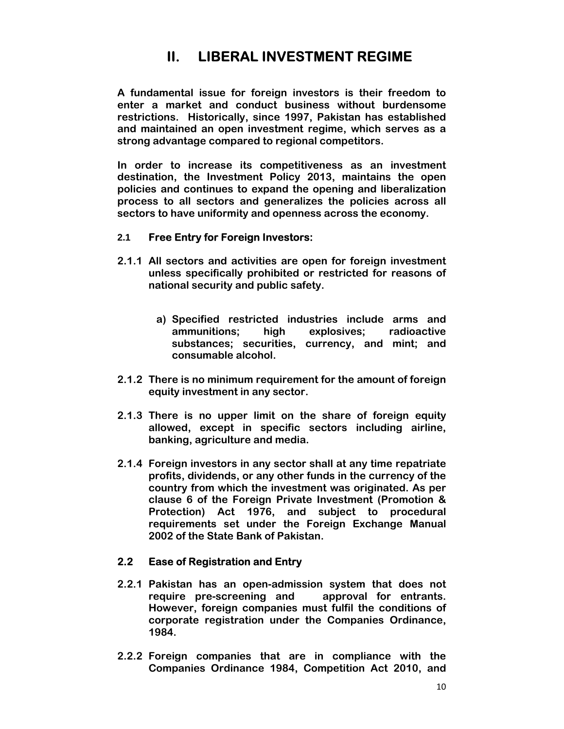# II. LIBERAL INVESTMENT REGIME

**A fundamental issue for foreign investors is their freedom to enter a market and conduct business without burdensome restrictions. Historically, since 1997, Pakistan has established and maintained an open investment regime, which serves as a strong advantage compared to regional competitors.**

**In order to increase its competitiveness as an investment destination, the Investment Policy 2013, maintains the open policies and continues to expand the opening and liberalization process to all sectors and generalizes the policies across all sectors to have uniformity and openness across the economy.**

### 2.1 Free Entry for Foreign Investors:

**2.1.1 All sectors and activities are open for foreign investment unless specifically prohibited or restricted for reasons of national security and public safety.**

**a) Specified restricted industries include arms and ammunitions; high explosives; radioactive substances; securities, currency, and mint; and consumable alcohol.**

**2.1.2 There is no minimum requirement for the amount of foreign equity investment in any sector.**

**2.1.3 There is no upper limit on the share of foreign equity allowed, except in specific sectors including airline, banking, agriculture and media.**

**2.1.4 Foreign investors in any sector shall at any time repatriate profits, dividends, or any other funds in the currency of the country from which the investment was originated. As per clause 6 of the Foreign Private Investment (Promotion & Protection) Act 1976, and subject to procedural requirements set under the Foreign Exchange Manual 2002 of the State Bank of Pakistan.**

### 2.2 Ease of Registration and Entry

**2.2.1 Pakistan has an open-admission system that does not require pre-screening and approval for entrants. However, foreign companies must fulfil the conditions of corporate registration under the Companies Ordinance, 1984.**

**2.2.2 Foreign companies that are in compliance with the Companies Ordinance 1984, Competition Act 2010, and**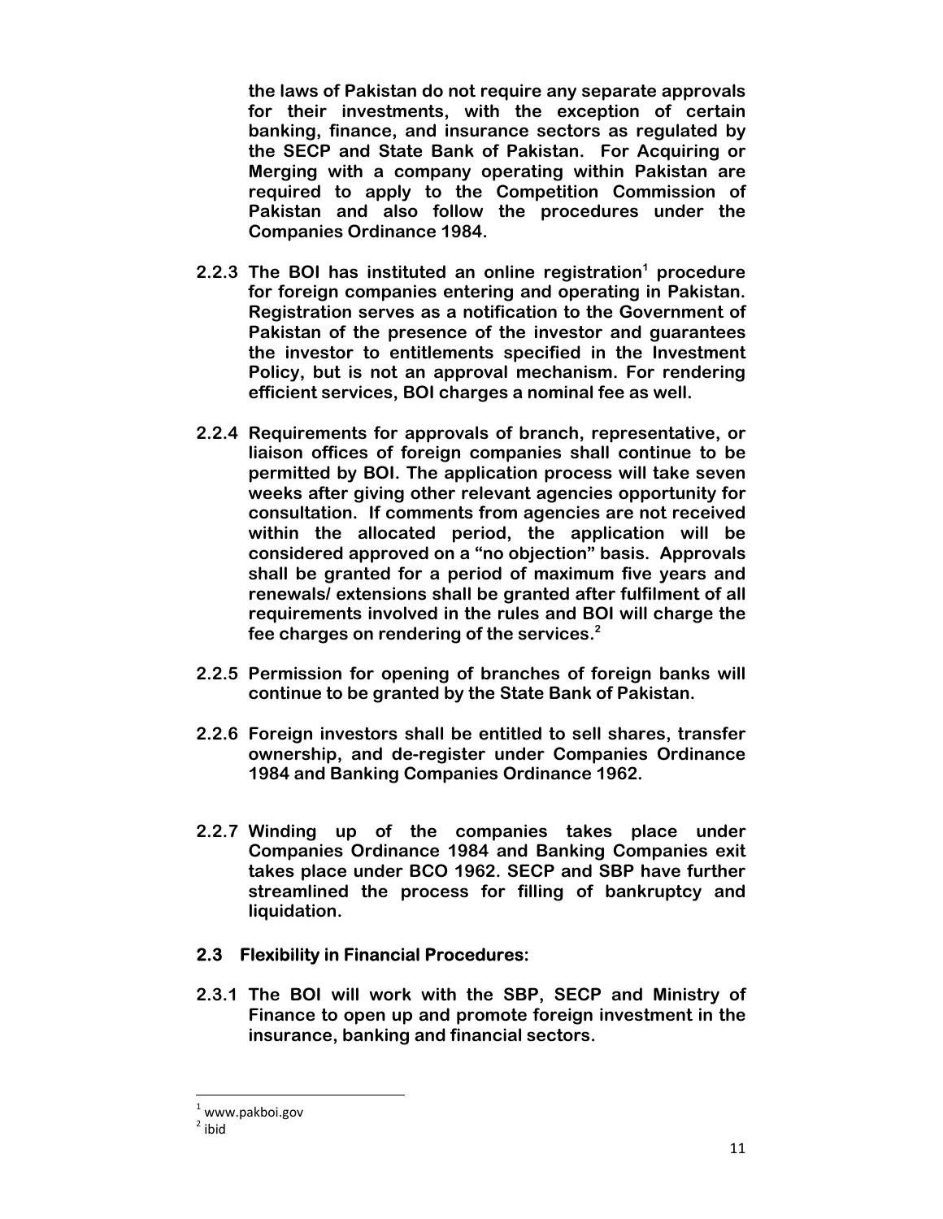**the laws of Pakistan do not require any separate approvals for their investments, with the exception of certain banking, finance, and insurance sectors as regulated by the SECP and State Bank of Pakistan. For Acquiring or Merging with a company operating within Pakistan are required to apply to the Competition Commission of Pakistan and also follow the procedures under the Companies Ordinance 1984.**

**2.2.3 The BOI has instituted an online registration[1] procedure for foreign companies entering and operating in Pakistan. Registration serves as a notification to the Government of Pakistan of the presence of the investor and guarantees the investor to entitlements specified in the Investment Policy, but is not an approval mechanism. For rendering efficient services, BOI charges a nominal fee as well.**

**2.2.4 Requirements for approvals of branch, representative, or liaison offices of foreign companies shall continue to be permitted by BOI. The application process will take seven weeks after giving other relevant agencies opportunity for consultation. If comments from agencies are not received within the allocated period, the application will be considered approved on a "no objection" basis. Approvals shall be granted for a period of maximum five years and renewals/ extensions shall be granted after fulfilment of all requirements involved in the rules and BOI will charge the fee charges on rendering of the services.[2]**

**2.2.5 Permission for opening of branches of foreign banks will continue to be granted by the State Bank of Pakistan.**

**2.2.6 Foreign investors shall be entitled to sell shares, transfer ownership, and de-register under Companies Ordinance 1984 and Banking Companies Ordinance 1962.**

**2.2.7 Winding up of the companies takes place under Companies Ordinance 1984 and Banking Companies exit takes place under BCO 1962. SECP and SBP have further streamlined the process for filling of bankruptcy and liquidation.**

### 2.3 Flexibility in Financial Procedures:

**2.3.1 The BOI will work with the SBP, SECP and Ministry of Finance to open up and promote foreign investment in the insurance, banking and financial sectors.**

---

[1] www.pakboi.gov

[2] ibid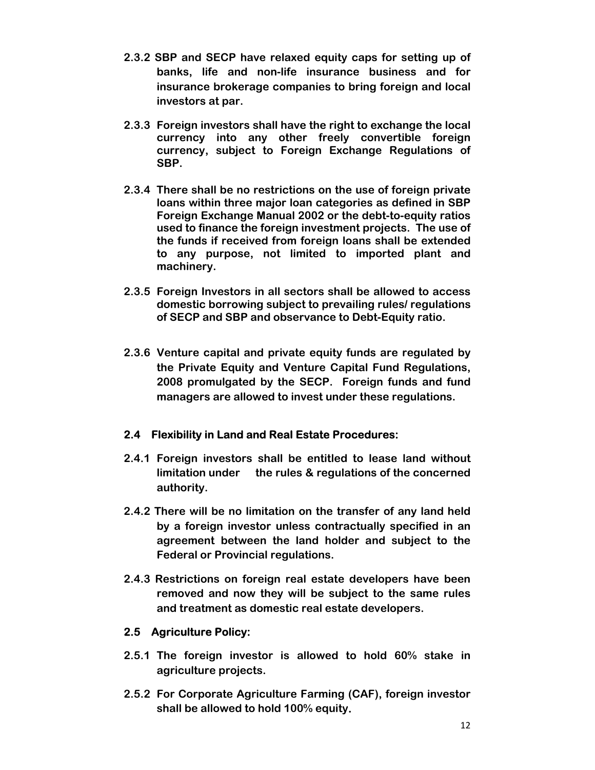**2.3.2 SBP and SECP have relaxed equity caps for setting up of banks, life and non-life insurance business and for insurance brokerage companies to bring foreign and local investors at par.**

**2.3.3 Foreign investors shall have the right to exchange the local currency into any other freely convertible foreign currency, subject to Foreign Exchange Regulations of SBP.**

**2.3.4 There shall be no restrictions on the use of foreign private loans within three major loan categories as defined in SBP Foreign Exchange Manual 2002 or the debt-to-equity ratios used to finance the foreign investment projects. The use of the funds if received from foreign loans shall be extended to any purpose, not limited to imported plant and machinery.**

**2.3.5 Foreign Investors in all sectors shall be allowed to access domestic borrowing subject to prevailing rules/ regulations of SECP and SBP and observance to Debt-Equity ratio.**

**2.3.6 Venture capital and private equity funds are regulated by the Private Equity and Venture Capital Fund Regulations, 2008 promulgated by the SECP. Foreign funds and fund managers are allowed to invest under these regulations.**

### 2.4 Flexibility in Land and Real Estate Procedures:

**2.4.1 Foreign investors shall be entitled to lease land without limitation under the rules & regulations of the concerned authority.**

**2.4.2 There will be no limitation on the transfer of any land held by a foreign investor unless contractually specified in an agreement between the land holder and subject to the Federal or Provincial regulations.**

**2.4.3 Restrictions on foreign real estate developers have been removed and now they will be subject to the same rules and treatment as domestic real estate developers.**

### 2.5 Agriculture Policy:

**2.5.1 The foreign investor is allowed to hold 60% stake in agriculture projects.**

**2.5.2 For Corporate Agriculture Farming (CAF), foreign investor shall be allowed to hold 100% equity.**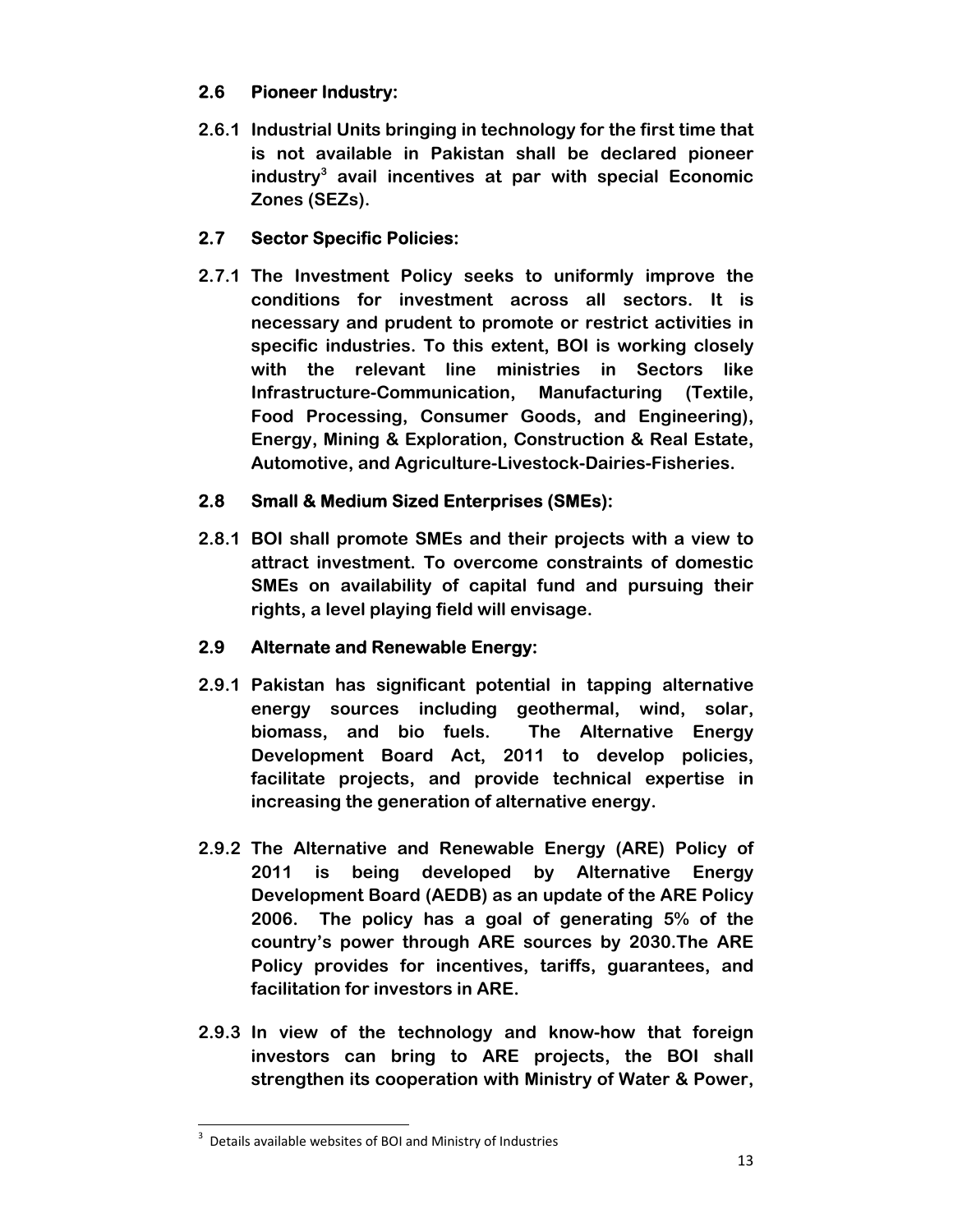## 2.6 Pioneer Industry:

**2.6.1 Industrial Units bringing in technology for the first time that is not available in Pakistan shall be declared pioneer industry[3] avail incentives at par with special Economic Zones (SEZs).**

## 2.7 Sector Specific Policies:

**2.7.1 The Investment Policy seeks to uniformly improve the conditions for investment across all sectors. It is necessary and prudent to promote or restrict activities in specific industries. To this extent, BOI is working closely with the relevant line ministries in Sectors like Infrastructure-Communication, Manufacturing (Textile, Food Processing, Consumer Goods, and Engineering), Energy, Mining & Exploration, Construction & Real Estate, Automotive, and Agriculture-Livestock-Dairies-Fisheries.**

## 2.8 Small & Medium Sized Enterprises (SMEs):

**2.8.1 BOI shall promote SMEs and their projects with a view to attract investment. To overcome constraints of domestic SMEs on availability of capital fund and pursuing their rights, a level playing field will envisage.**

## 2.9 Alternate and Renewable Energy:

**2.9.1 Pakistan has significant potential in tapping alternative energy sources including geothermal, wind, solar, biomass, and bio fuels. The Alternative Energy Development Board Act, 2011 to develop policies, facilitate projects, and provide technical expertise in increasing the generation of alternative energy.**

**2.9.2 The Alternative and Renewable Energy (ARE) Policy of 2011 is being developed by Alternative Energy Development Board (AEDB) as an update of the ARE Policy 2006. The policy has a goal of generating 5% of the country's power through ARE sources by 2030.The ARE Policy provides for incentives, tariffs, guarantees, and facilitation for investors in ARE.**

**2.9.3 In view of the technology and know-how that foreign investors can bring to ARE projects, the BOI shall strengthen its cooperation with Ministry of Water & Power,**

---

[3] Details available websites of BOI and Ministry of Industries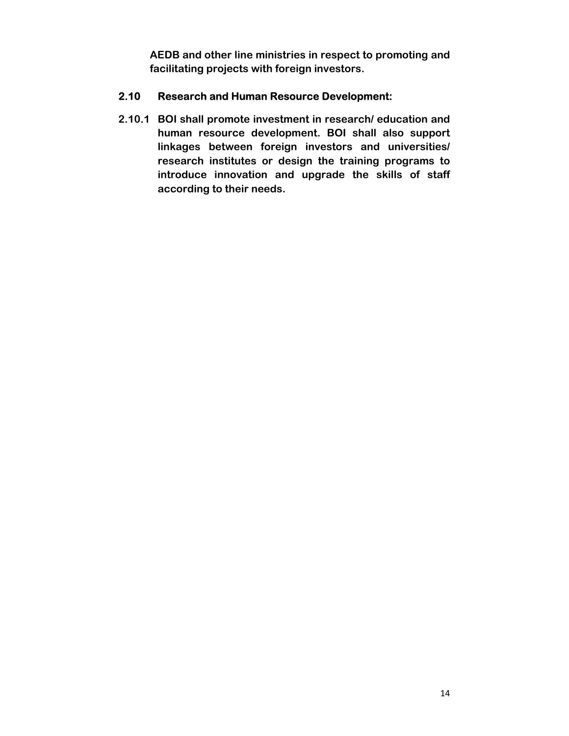**AEDB and other line ministries in respect to promoting and facilitating projects with foreign investors.**

## 2.10 Research and Human Resource Development:

**2.10.1 BOI shall promote investment in research/ education and human resource development. BOI shall also support linkages between foreign investors and universities/ research institutes or design the training programs to introduce innovation and upgrade the skills of staff according to their needs.**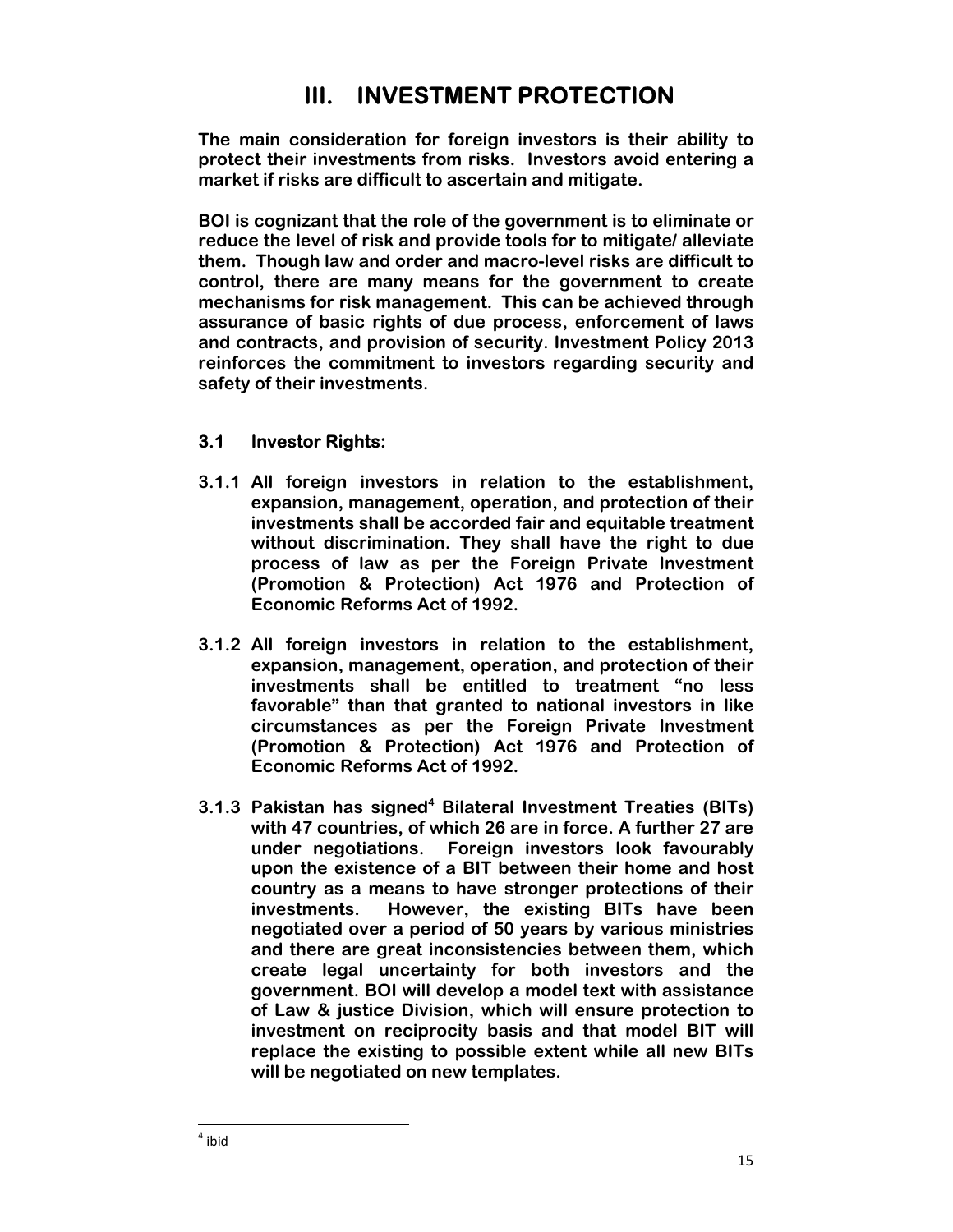# III. INVESTMENT PROTECTION

**The main consideration for foreign investors is their ability to protect their investments from risks. Investors avoid entering a market if risks are difficult to ascertain and mitigate.**

**BOI is cognizant that the role of the government is to eliminate or reduce the level of risk and provide tools for to mitigate/ alleviate them. Though law and order and macro-level risks are difficult to control, there are many means for the government to create mechanisms for risk management. This can be achieved through assurance of basic rights of due process, enforcement of laws and contracts, and provision of security. Investment Policy 2013 reinforces the commitment to investors regarding security and safety of their investments.**

## 3.1 Investor Rights:

**3.1.1 All foreign investors in relation to the establishment, expansion, management, operation, and protection of their investments shall be accorded fair and equitable treatment without discrimination. They shall have the right to due process of law as per the Foreign Private Investment (Promotion & Protection) Act 1976 and Protection of Economic Reforms Act of 1992.**

**3.1.2 All foreign investors in relation to the establishment, expansion, management, operation, and protection of their investments shall be entitled to treatment "no less favorable" than that granted to national investors in like circumstances as per the Foreign Private Investment (Promotion & Protection) Act 1976 and Protection of Economic Reforms Act of 1992.**

**3.1.3 Pakistan has signed[4] Bilateral Investment Treaties (BITs) with 47 countries, of which 26 are in force. A further 27 are under negotiations. Foreign investors look favourably upon the existence of a BIT between their home and host country as a means to have stronger protections of their investments. However, the existing BITs have been negotiated over a period of 50 years by various ministries and there are great inconsistencies between them, which create legal uncertainty for both investors and the government. BOI will develop a model text with assistance of Law & justice Division, which will ensure protection to investment on reciprocity basis and that model BIT will replace the existing to possible extent while all new BITs will be negotiated on new templates.**

[4] ibid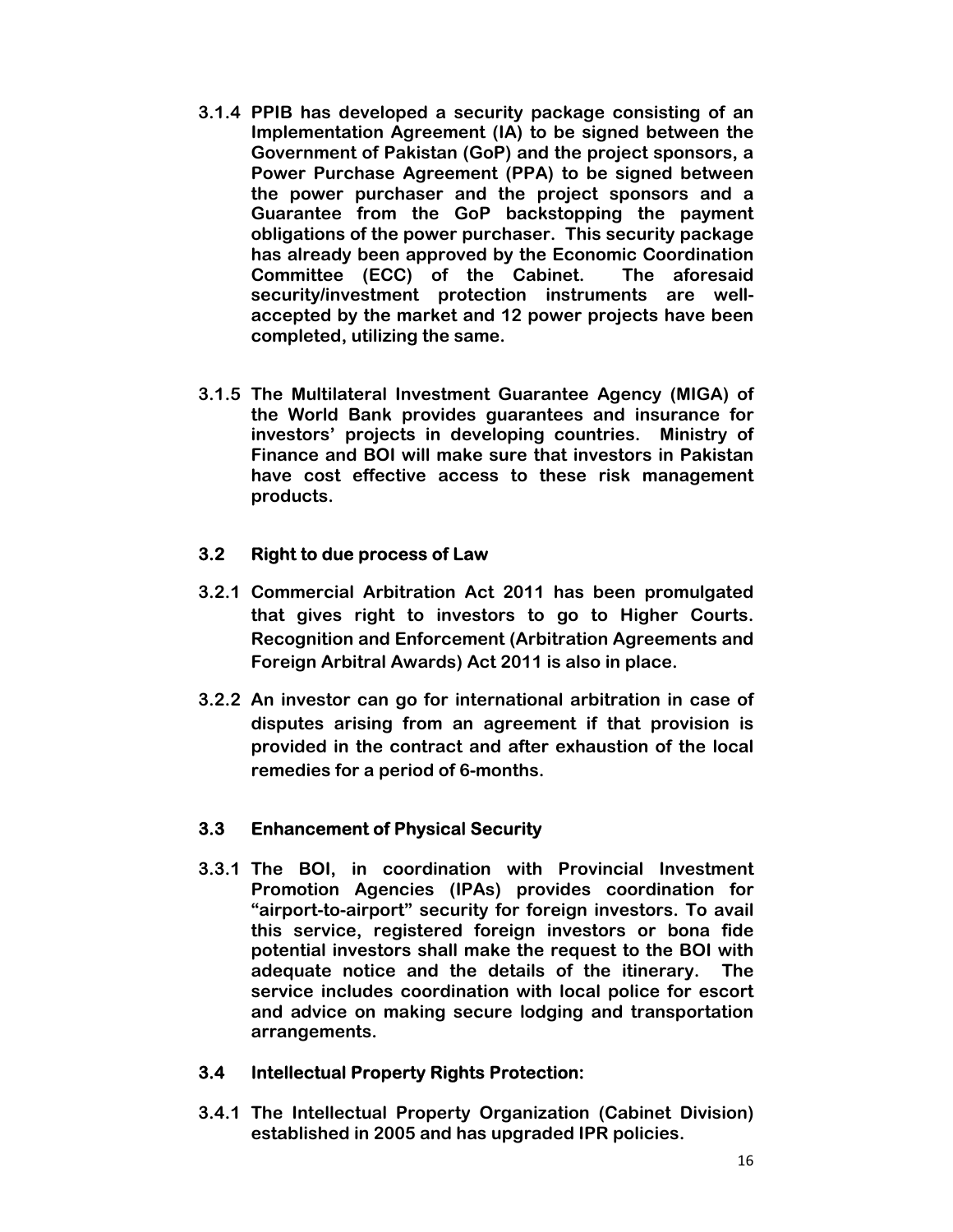**3.1.4 PPIB has developed a security package consisting of an Implementation Agreement (IA) to be signed between the Government of Pakistan (GoP) and the project sponsors, a Power Purchase Agreement (PPA) to be signed between the power purchaser and the project sponsors and a Guarantee from the GoP backstopping the payment obligations of the power purchaser. This security package has already been approved by the Economic Coordination Committee (ECC) of the Cabinet. The aforesaid security/investment protection instruments are well-accepted by the market and 12 power projects have been completed, utilizing the same.**

**3.1.5 The Multilateral Investment Guarantee Agency (MIGA) of the World Bank provides guarantees and insurance for investors' projects in developing countries. Ministry of Finance and BOI will make sure that investors in Pakistan have cost effective access to these risk management products.**

### 3.2 Right to due process of Law

**3.2.1 Commercial Arbitration Act 2011 has been promulgated that gives right to investors to go to Higher Courts. Recognition and Enforcement (Arbitration Agreements and Foreign Arbitral Awards) Act 2011 is also in place.**

**3.2.2 An investor can go for international arbitration in case of disputes arising from an agreement if that provision is provided in the contract and after exhaustion of the local remedies for a period of 6-months.**

### 3.3 Enhancement of Physical Security

**3.3.1 The BOI, in coordination with Provincial Investment Promotion Agencies (IPAs) provides coordination for "airport-to-airport" security for foreign investors. To avail this service, registered foreign investors or bona fide potential investors shall make the request to the BOI with adequate notice and the details of the itinerary. The service includes coordination with local police for escort and advice on making secure lodging and transportation arrangements.**

### 3.4 Intellectual Property Rights Protection:

**3.4.1 The Intellectual Property Organization (Cabinet Division) established in 2005 and has upgraded IPR policies.**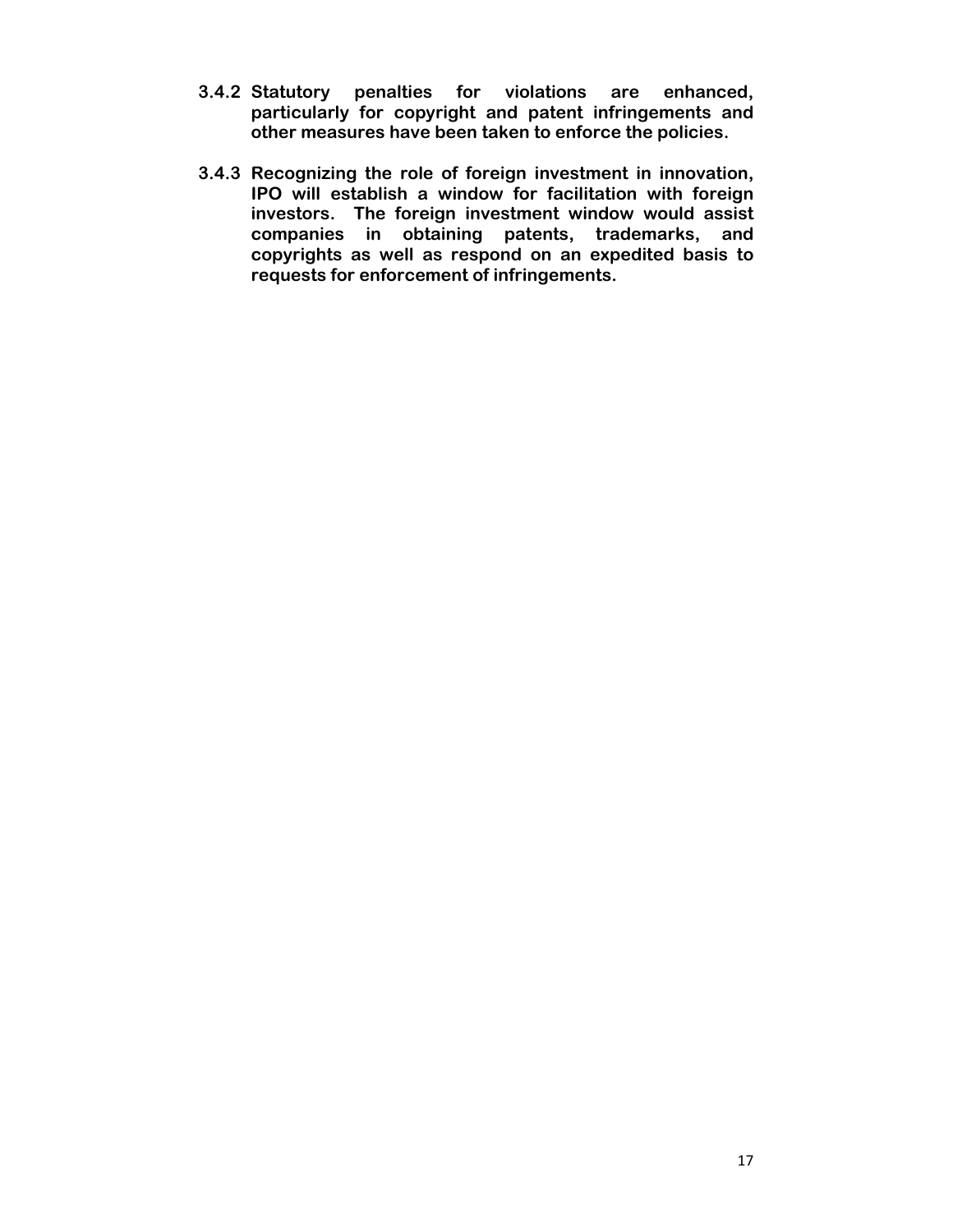**3.4.2 Statutory penalties for violations are enhanced, particularly for copyright and patent infringements and other measures have been taken to enforce the policies.**

**3.4.3 Recognizing the role of foreign investment in innovation, IPO will establish a window for facilitation with foreign investors. The foreign investment window would assist companies in obtaining patents, trademarks, and copyrights as well as respond on an expedited basis to requests for enforcement of infringements.**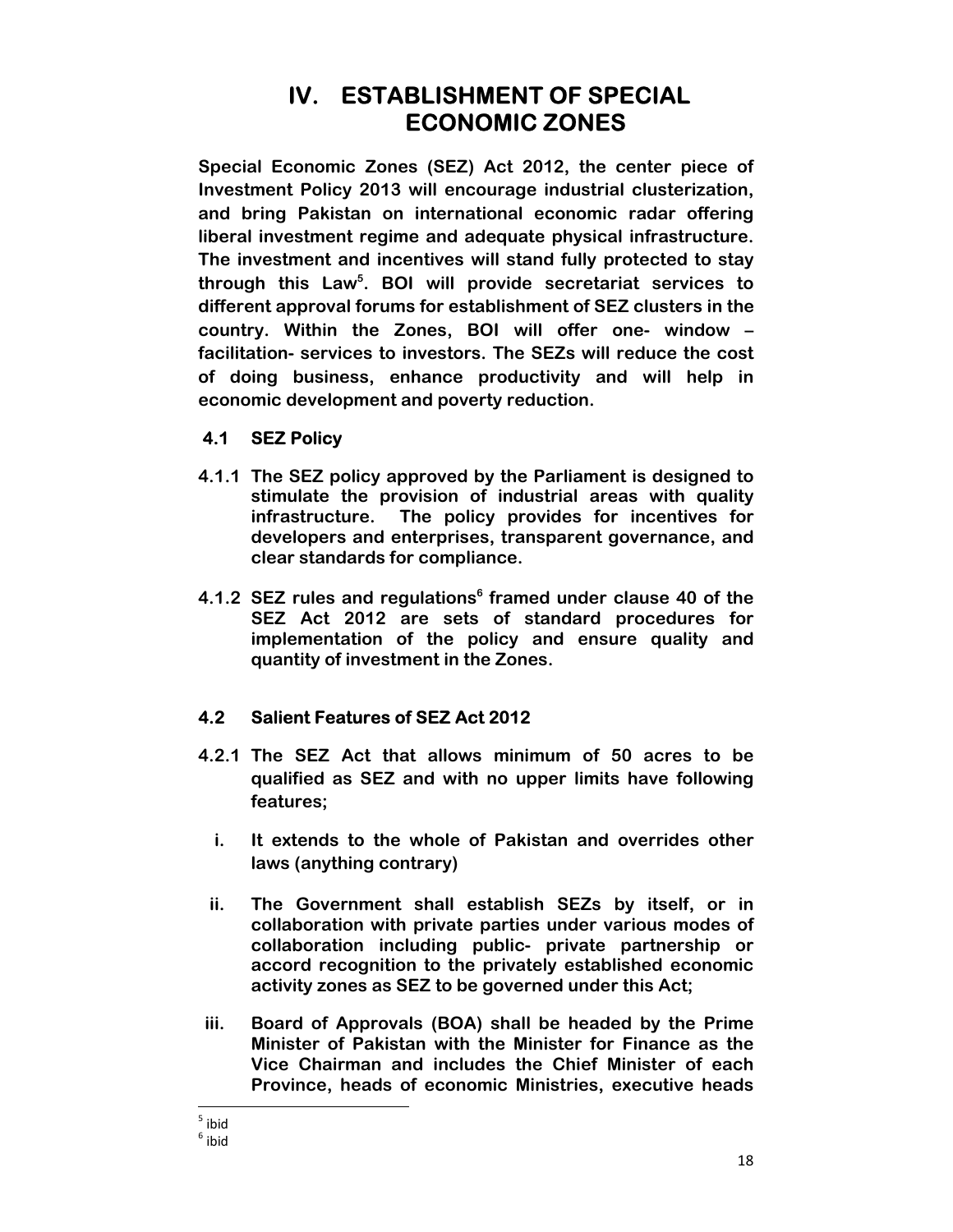# IV. ESTABLISHMENT OF SPECIAL ECONOMIC ZONES

**Special Economic Zones (SEZ) Act 2012, the center piece of Investment Policy 2013 will encourage industrial clusterization, and bring Pakistan on international economic radar offering liberal investment regime and adequate physical infrastructure. The investment and incentives will stand fully protected to stay through this Law[5]. BOI will provide secretariat services to different approval forums for establishment of SEZ clusters in the country. Within the Zones, BOI will offer one- window – facilitation- services to investors. The SEZs will reduce the cost of doing business, enhance productivity and will help in economic development and poverty reduction.**

## 4.1 SEZ Policy

**4.1.1** **The SEZ policy approved by the Parliament is designed to stimulate the provision of industrial areas with quality infrastructure. The policy provides for incentives for developers and enterprises, transparent governance, and clear standards for compliance.**

**4.1.2** **SEZ rules and regulations[6] framed under clause 40 of the SEZ Act 2012 are sets of standard procedures for implementation of the policy and ensure quality and quantity of investment in the Zones.**

## 4.2 Salient Features of SEZ Act 2012

**4.2.1** **The SEZ Act that allows minimum of 50 acres to be qualified as SEZ and with no upper limits have following features;**

- **i.** **It extends to the whole of Pakistan and overrides other laws (anything contrary)**
- **ii.** **The Government shall establish SEZs by itself, or in collaboration with private parties under various modes of collaboration including public- private partnership or accord recognition to the privately established economic activity zones as SEZ to be governed under this Act;**
- **iii.** **Board of Approvals (BOA) shall be headed by the Prime Minister of Pakistan with the Minister for Finance as the Vice Chairman and includes the Chief Minister of each Province, heads of economic Ministries, executive heads**

---

[5] ibid

[6] ibid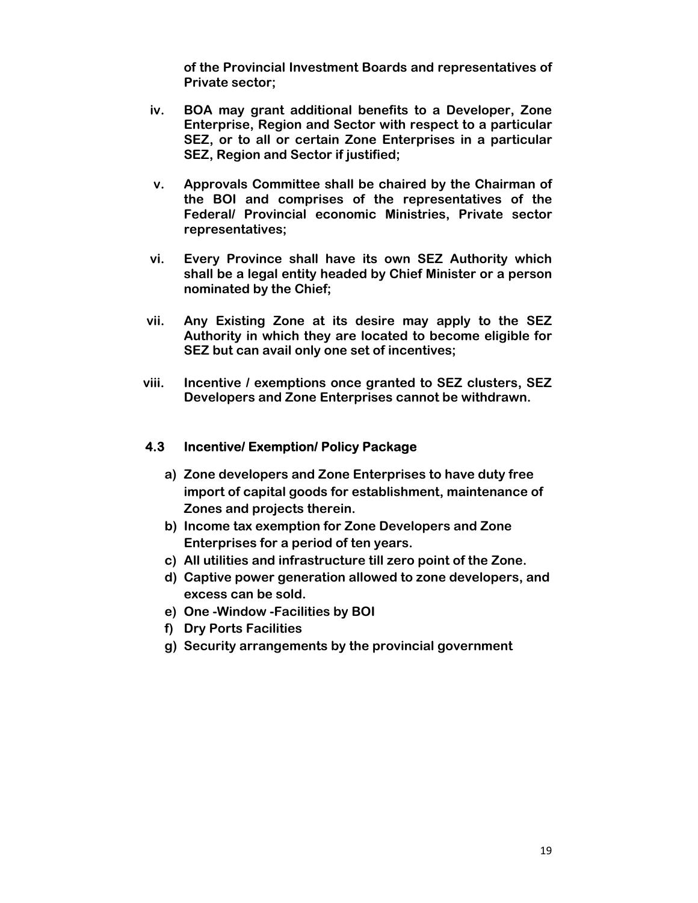**of the Provincial Investment Boards and representatives of Private sector;**

**iv. BOA may grant additional benefits to a Developer, Zone Enterprise, Region and Sector with respect to a particular SEZ, or to all or certain Zone Enterprises in a particular SEZ, Region and Sector if justified;**

**v. Approvals Committee shall be chaired by the Chairman of the BOI and comprises of the representatives of the Federal/ Provincial economic Ministries, Private sector representatives;**

**vi. Every Province shall have its own SEZ Authority which shall be a legal entity headed by Chief Minister or a person nominated by the Chief;**

**vii. Any Existing Zone at its desire may apply to the SEZ Authority in which they are located to become eligible for SEZ but can avail only one set of incentives;**

**viii. Incentive / exemptions once granted to SEZ clusters, SEZ Developers and Zone Enterprises cannot be withdrawn.**

### 4.3 Incentive/ Exemption/ Policy Package

**a) Zone developers and Zone Enterprises to have duty free import of capital goods for establishment, maintenance of Zones and projects therein.**

**b) Income tax exemption for Zone Developers and Zone Enterprises for a period of ten years.**

**c) All utilities and infrastructure till zero point of the Zone.**

**d) Captive power generation allowed to zone developers, and excess can be sold.**

**e) One -Window -Facilities by BOI**

**f) Dry Ports Facilities**

**g) Security arrangements by the provincial government**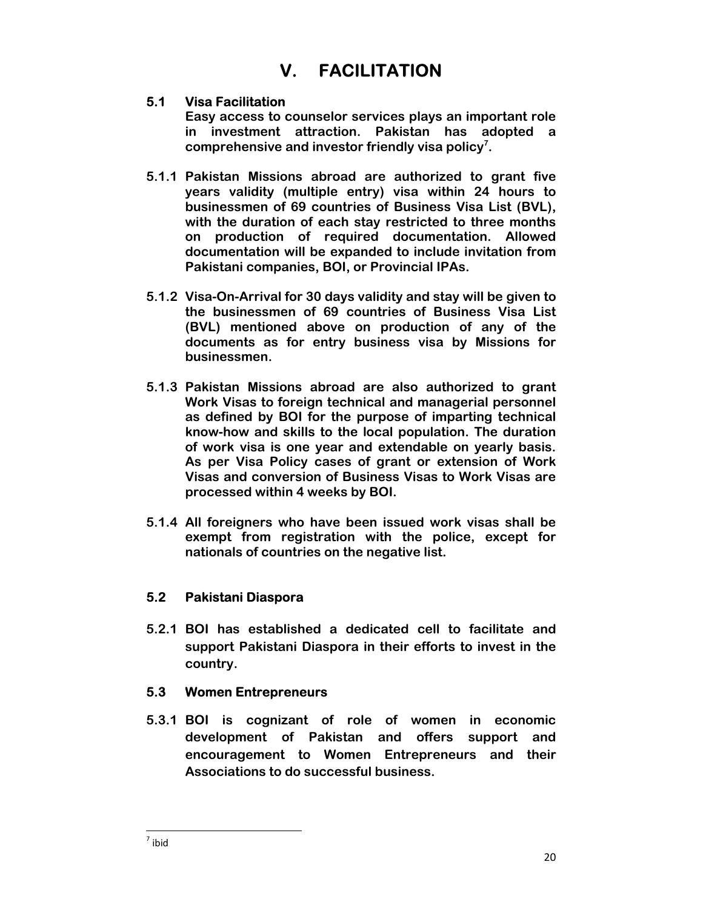# V. FACILITATION

## 5.1 Visa Facilitation

**Easy access to counselor services plays an important role in investment attraction. Pakistan has adopted a comprehensive and investor friendly visa policy[7].**

**5.1.1** **Pakistan Missions abroad are authorized to grant five years validity (multiple entry) visa within 24 hours to businessmen of 69 countries of Business Visa List (BVL), with the duration of each stay restricted to three months on production of required documentation. Allowed documentation will be expanded to include invitation from Pakistani companies, BOI, or Provincial IPAs.**

**5.1.2** **Visa-On-Arrival for 30 days validity and stay will be given to the businessmen of 69 countries of Business Visa List (BVL) mentioned above on production of any of the documents as for entry business visa by Missions for businessmen.**

**5.1.3** **Pakistan Missions abroad are also authorized to grant Work Visas to foreign technical and managerial personnel as defined by BOI for the purpose of imparting technical know-how and skills to the local population. The duration of work visa is one year and extendable on yearly basis. As per Visa Policy cases of grant or extension of Work Visas and conversion of Business Visas to Work Visas are processed within 4 weeks by BOI.**

**5.1.4** **All foreigners who have been issued work visas shall be exempt from registration with the police, except for nationals of countries on the negative list.**

## 5.2 Pakistani Diaspora

**5.2.1** **BOI has established a dedicated cell to facilitate and support Pakistani Diaspora in their efforts to invest in the country.**

## 5.3 Women Entrepreneurs

**5.3.1** **BOI is cognizant of role of women in economic development of Pakistan and offers support and encouragement to Women Entrepreneurs and their Associations to do successful business.**

---

[7] ibid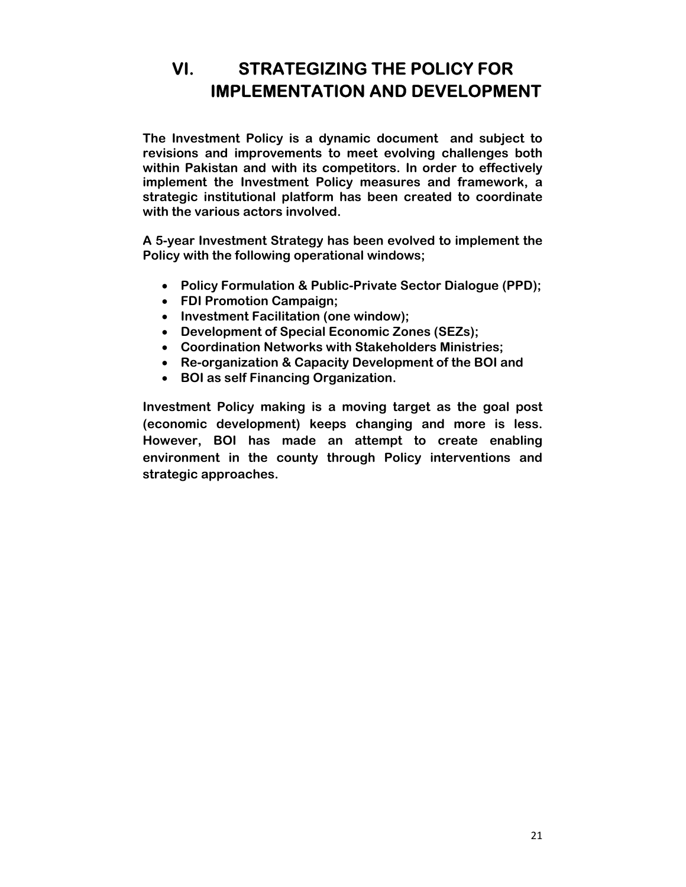# VI. STRATEGIZING THE POLICY FOR IMPLEMENTATION AND DEVELOPMENT

**The Investment Policy is a dynamic document and subject to revisions and improvements to meet evolving challenges both within Pakistan and with its competitors. In order to effectively implement the Investment Policy measures and framework, a strategic institutional platform has been created to coordinate with the various actors involved.**

**A 5-year Investment Strategy has been evolved to implement the Policy with the following operational windows;**

- **Policy Formulation & Public-Private Sector Dialogue (PPD);**
- **FDI Promotion Campaign;**
- **Investment Facilitation (one window);**
- **Development of Special Economic Zones (SEZs);**
- **Coordination Networks with Stakeholders Ministries;**
- **Re-organization & Capacity Development of the BOI and**
- **BOI as self Financing Organization.**

**Investment Policy making is a moving target as the goal post (economic development) keeps changing and more is less. However, BOI has made an attempt to create enabling environment in the county through Policy interventions and strategic approaches.**